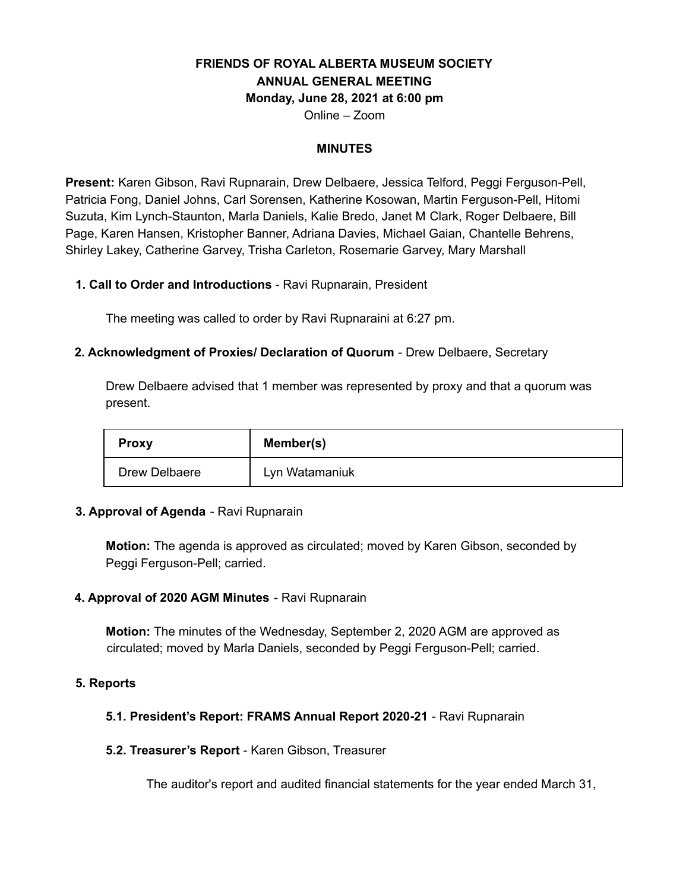# FRIENDS OF ROYAL ALBERTA MUSEUM SOCIETY
# ANNUAL GENERAL MEETING
## Monday, June 28, 2021 at 6:00 pm

Online – Zoom

## MINUTES

**Present:** Karen Gibson, Ravi Rupnarain, Drew Delbaere, Jessica Telford, Peggi Ferguson-Pell, Patricia Fong, Daniel Johns, Carl Sorensen, Katherine Kosowan, Martin Ferguson-Pell, Hitomi Suzuta, Kim Lynch-Staunton, Marla Daniels, Kalie Bredo, Janet M Clark, Roger Delbaere, Bill Page, Karen Hansen, Kristopher Banner, Adriana Davies, Michael Gaian, Chantelle Behrens, Shirley Lakey, Catherine Garvey, Trisha Carleton, Rosemarie Garvey, Mary Marshall

### 1. Call to Order and Introductions - Ravi Rupnarain, President

The meeting was called to order by Ravi Rupnaraini at 6:27 pm.

### 2. Acknowledgment of Proxies/ Declaration of Quorum - Drew Delbaere, Secretary

Drew Delbaere advised that 1 member was represented by proxy and that a quorum was present.

| Proxy | Member(s) |
|---|---|
| Drew Delbaere | Lyn Watamaniuk |

### 3. Approval of Agenda - Ravi Rupnarain

**Motion:** The agenda is approved as circulated; moved by Karen Gibson, seconded by Peggi Ferguson-Pell; carried.

### 4. Approval of 2020 AGM Minutes - Ravi Rupnarain

**Motion:** The minutes of the Wednesday, September 2, 2020 AGM are approved as circulated; moved by Marla Daniels, seconded by Peggi Ferguson-Pell; carried.

### 5. Reports

#### 5.1. President's Report: FRAMS Annual Report 2020-21 - Ravi Rupnarain

#### 5.2. Treasurer's Report - Karen Gibson, Treasurer

The auditor's report and audited financial statements for the year ended March 31,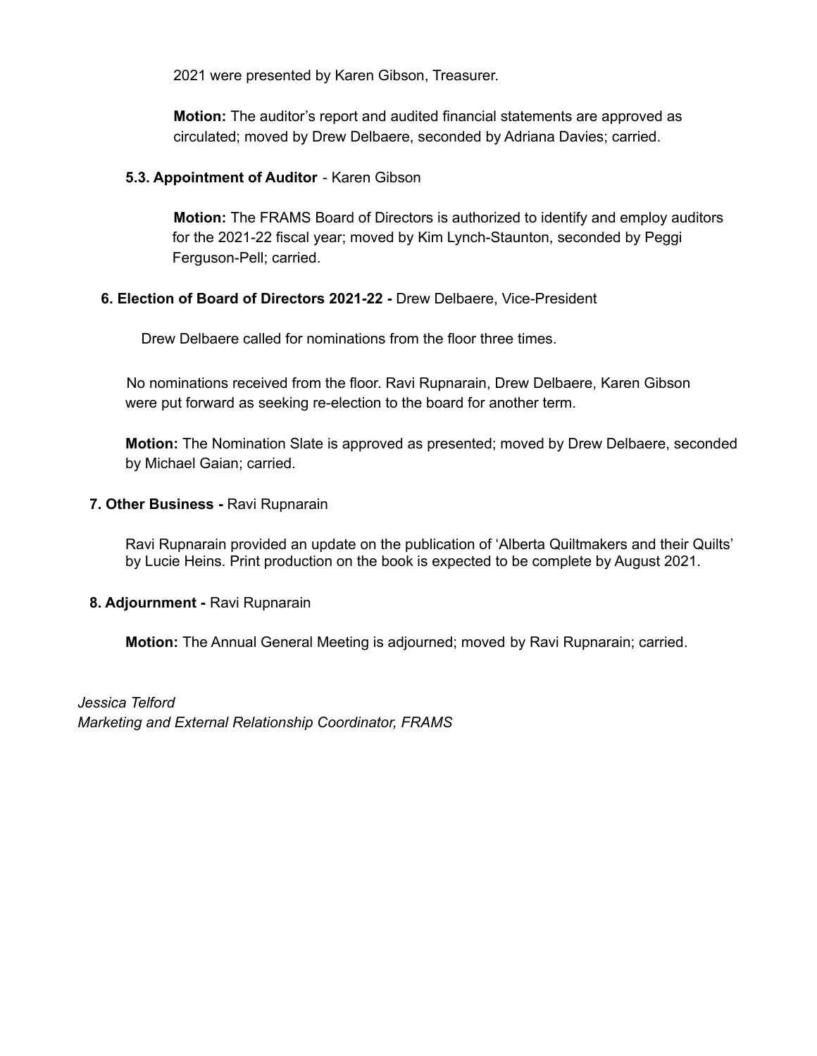2021 were presented by Karen Gibson, Treasurer.

**Motion:** The auditor's report and audited financial statements are approved as circulated; moved by Drew Delbaere, seconded by Adriana Davies; carried.

**5.3. Appointment of Auditor** - Karen Gibson

**Motion:** The FRAMS Board of Directors is authorized to identify and employ auditors for the 2021-22 fiscal year; moved by Kim Lynch-Staunton, seconded by Peggi Ferguson-Pell; carried.

**6. Election of Board of Directors 2021-22 -** Drew Delbaere, Vice-President

Drew Delbaere called for nominations from the floor three times.

No nominations received from the floor. Ravi Rupnarain, Drew Delbaere, Karen Gibson were put forward as seeking re-election to the board for another term.

**Motion:** The Nomination Slate is approved as presented; moved by Drew Delbaere, seconded by Michael Gaian; carried.

**7. Other Business -** Ravi Rupnarain

Ravi Rupnarain provided an update on the publication of 'Alberta Quiltmakers and their Quilts' by Lucie Heins. Print production on the book is expected to be complete by August 2021.

**8. Adjournment -** Ravi Rupnarain

**Motion:** The Annual General Meeting is adjourned; moved by Ravi Rupnarain; carried.

*Jessica Telford*
*Marketing and External Relationship Coordinator, FRAMS*